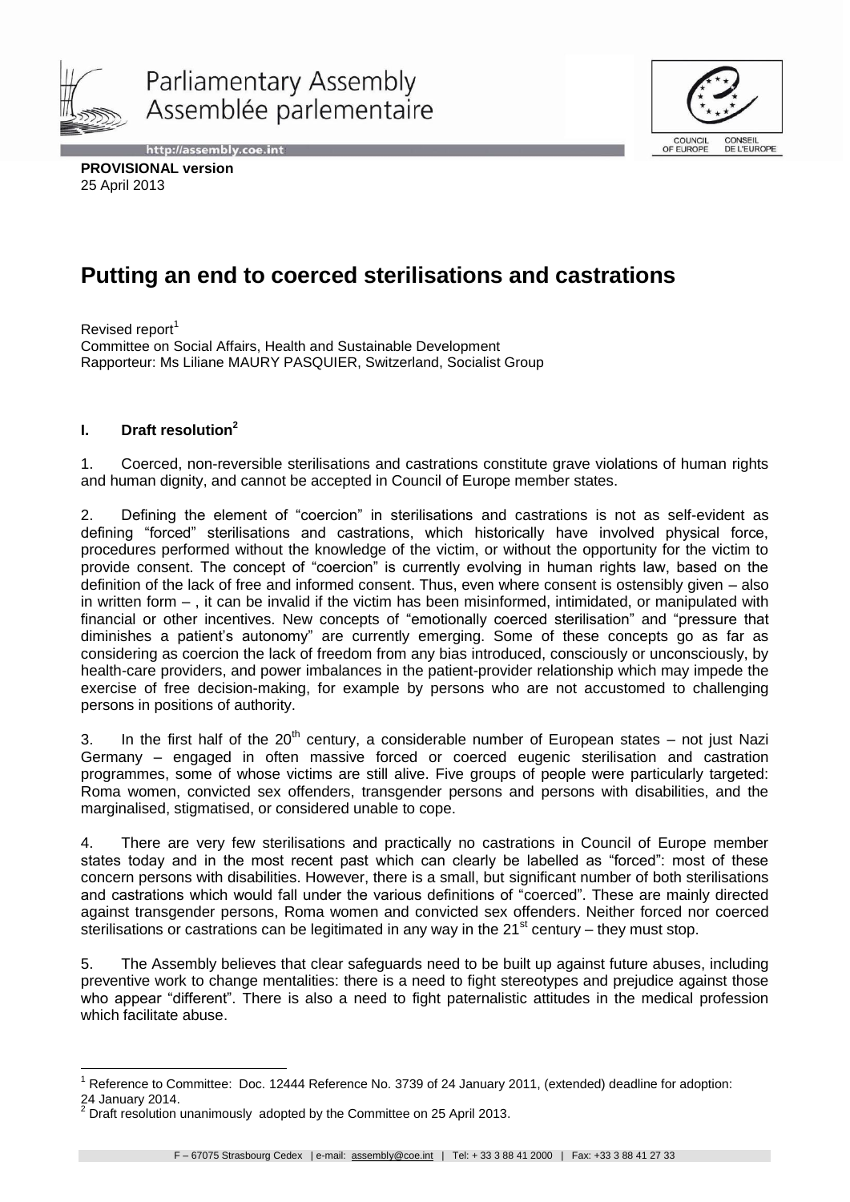**PROVISIONAL version**
25 April 2013

# Putting an end to coerced sterilisations and castrations

Revised report[1]
Committee on Social Affairs, Health and Sustainable Development
Rapporteur: Ms Liliane MAURY PASQUIER, Switzerland, Socialist Group

## I. Draft resolution[2]

1. Coerced, non-reversible sterilisations and castrations constitute grave violations of human rights and human dignity, and cannot be accepted in Council of Europe member states.

2. Defining the element of "coercion" in sterilisations and castrations is not as self-evident as defining "forced" sterilisations and castrations, which historically have involved physical force, procedures performed without the knowledge of the victim, or without the opportunity for the victim to provide consent. The concept of "coercion" is currently evolving in human rights law, based on the definition of the lack of free and informed consent. Thus, even where consent is ostensibly given – also in written form – , it can be invalid if the victim has been misinformed, intimidated, or manipulated with financial or other incentives. New concepts of "emotionally coerced sterilisation" and "pressure that diminishes a patient's autonomy" are currently emerging. Some of these concepts go as far as considering as coercion the lack of freedom from any bias introduced, consciously or unconsciously, by health-care providers, and power imbalances in the patient-provider relationship which may impede the exercise of free decision-making, for example by persons who are not accustomed to challenging persons in positions of authority.

3. In the first half of the 20th century, a considerable number of European states – not just Nazi Germany – engaged in often massive forced or coerced eugenic sterilisation and castration programmes, some of whose victims are still alive. Five groups of people were particularly targeted: Roma women, convicted sex offenders, transgender persons and persons with disabilities, and the marginalised, stigmatised, or considered unable to cope.

4. There are very few sterilisations and practically no castrations in Council of Europe member states today and in the most recent past which can clearly be labelled as "forced": most of these concern persons with disabilities. However, there is a small, but significant number of both sterilisations and castrations which would fall under the various definitions of "coerced". These are mainly directed against transgender persons, Roma women and convicted sex offenders. Neither forced nor coerced sterilisations or castrations can be legitimated in any way in the 21st century – they must stop.

5. The Assembly believes that clear safeguards need to be built up against future abuses, including preventive work to change mentalities: there is a need to fight stereotypes and prejudice against those who appear "different". There is also a need to fight paternalistic attitudes in the medical profession which facilitate abuse.

---

[1] Reference to Committee: Doc. 12444 Reference No. 3739 of 24 January 2011, (extended) deadline for adoption: 24 January 2014.

[2] Draft resolution unanimously adopted by the Committee on 25 April 2013.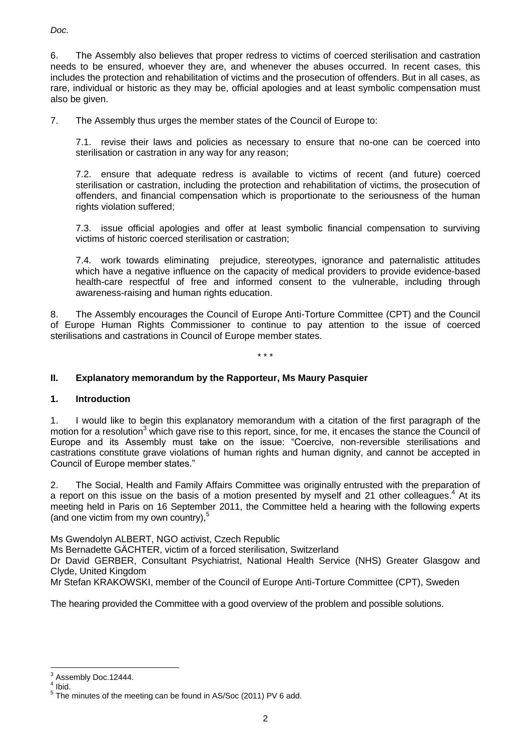6. The Assembly also believes that proper redress to victims of coerced sterilisation and castration needs to be ensured, whoever they are, and whenever the abuses occurred. In recent cases, this includes the protection and rehabilitation of victims and the prosecution of offenders. But in all cases, as rare, individual or historic as they may be, official apologies and at least symbolic compensation must also be given.

7. The Assembly thus urges the member states of the Council of Europe to:

7.1. revise their laws and policies as necessary to ensure that no-one can be coerced into sterilisation or castration in any way for any reason;

7.2. ensure that adequate redress is available to victims of recent (and future) coerced sterilisation or castration, including the protection and rehabilitation of victims, the prosecution of offenders, and financial compensation which is proportionate to the seriousness of the human rights violation suffered;

7.3. issue official apologies and offer at least symbolic financial compensation to surviving victims of historic coerced sterilisation or castration;

7.4. work towards eliminating prejudice, stereotypes, ignorance and paternalistic attitudes which have a negative influence on the capacity of medical providers to provide evidence-based health-care respectful of free and informed consent to the vulnerable, including through awareness-raising and human rights education.

8. The Assembly encourages the Council of Europe Anti-Torture Committee (CPT) and the Council of Europe Human Rights Commissioner to continue to pay attention to the issue of coerced sterilisations and castrations in Council of Europe member states.

\* \* \*

## II. Explanatory memorandum by the Rapporteur, Ms Maury Pasquier

### 1. Introduction

1. I would like to begin this explanatory memorandum with a citation of the first paragraph of the motion for a resolution[3] which gave rise to this report, since, for me, it encases the stance the Council of Europe and its Assembly must take on the issue: "Coercive, non-reversible sterilisations and castrations constitute grave violations of human rights and human dignity, and cannot be accepted in Council of Europe member states."

2. The Social, Health and Family Affairs Committee was originally entrusted with the preparation of a report on this issue on the basis of a motion presented by myself and 21 other colleagues.[4] At its meeting held in Paris on 16 September 2011, the Committee held a hearing with the following experts (and one victim from my own country),[5]

Ms Gwendolyn ALBERT, NGO activist, Czech Republic
Ms Bernadette GÄCHTER, victim of a forced sterilisation, Switzerland
Dr David GERBER, Consultant Psychiatrist, National Health Service (NHS) Greater Glasgow and Clyde, United Kingdom
Mr Stefan KRAKOWSKI, member of the Council of Europe Anti-Torture Committee (CPT), Sweden

The hearing provided the Committee with a good overview of the problem and possible solutions.

[3] Assembly Doc.12444.
[4] Ibid.
[5] The minutes of the meeting can be found in AS/Soc (2011) PV 6 add.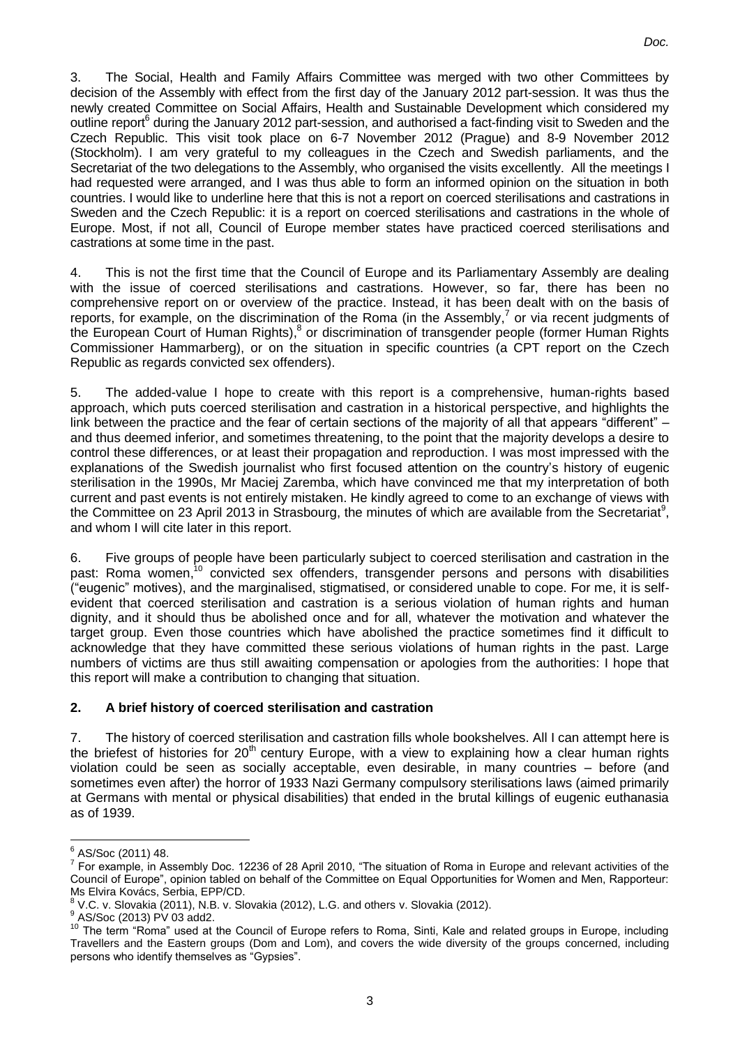3. The Social, Health and Family Affairs Committee was merged with two other Committees by decision of the Assembly with effect from the first day of the January 2012 part-session. It was thus the newly created Committee on Social Affairs, Health and Sustainable Development which considered my outline report[6] during the January 2012 part-session, and authorised a fact-finding visit to Sweden and the Czech Republic. This visit took place on 6-7 November 2012 (Prague) and 8-9 November 2012 (Stockholm). I am very grateful to my colleagues in the Czech and Swedish parliaments, and the Secretariat of the two delegations to the Assembly, who organised the visits excellently. All the meetings I had requested were arranged, and I was thus able to form an informed opinion on the situation in both countries. I would like to underline here that this is not a report on coerced sterilisations and castrations in Sweden and the Czech Republic: it is a report on coerced sterilisations and castrations in the whole of Europe. Most, if not all, Council of Europe member states have practiced coerced sterilisations and castrations at some time in the past.

4. This is not the first time that the Council of Europe and its Parliamentary Assembly are dealing with the issue of coerced sterilisations and castrations. However, so far, there has been no comprehensive report on or overview of the practice. Instead, it has been dealt with on the basis of reports, for example, on the discrimination of the Roma (in the Assembly,[7] or via recent judgments of the European Court of Human Rights),[8] or discrimination of transgender people (former Human Rights Commissioner Hammarberg), or on the situation in specific countries (a CPT report on the Czech Republic as regards convicted sex offenders).

5. The added-value I hope to create with this report is a comprehensive, human-rights based approach, which puts coerced sterilisation and castration in a historical perspective, and highlights the link between the practice and the fear of certain sections of the majority of all that appears "different" – and thus deemed inferior, and sometimes threatening, to the point that the majority develops a desire to control these differences, or at least their propagation and reproduction. I was most impressed with the explanations of the Swedish journalist who first focused attention on the country's history of eugenic sterilisation in the 1990s, Mr Maciej Zaremba, which have convinced me that my interpretation of both current and past events is not entirely mistaken. He kindly agreed to come to an exchange of views with the Committee on 23 April 2013 in Strasbourg, the minutes of which are available from the Secretariat[9], and whom I will cite later in this report.

6. Five groups of people have been particularly subject to coerced sterilisation and castration in the past: Roma women,[10] convicted sex offenders, transgender persons and persons with disabilities ("eugenic" motives), and the marginalised, stigmatised, or considered unable to cope. For me, it is self-evident that coerced sterilisation and castration is a serious violation of human rights and human dignity, and it should thus be abolished once and for all, whatever the motivation and whatever the target group. Even those countries which have abolished the practice sometimes find it difficult to acknowledge that they have committed these serious violations of human rights in the past. Large numbers of victims are thus still awaiting compensation or apologies from the authorities: I hope that this report will make a contribution to changing that situation.

## 2. A brief history of coerced sterilisation and castration

7. The history of coerced sterilisation and castration fills whole bookshelves. All I can attempt here is the briefest of histories for 20th century Europe, with a view to explaining how a clear human rights violation could be seen as socially acceptable, even desirable, in many countries – before (and sometimes even after) the horror of 1933 Nazi Germany compulsory sterilisations laws (aimed primarily at Germans with mental or physical disabilities) that ended in the brutal killings of eugenic euthanasia as of 1939.

---

[6] AS/Soc (2011) 48.

[7] For example, in Assembly Doc. 12236 of 28 April 2010, "The situation of Roma in Europe and relevant activities of the Council of Europe", opinion tabled on behalf of the Committee on Equal Opportunities for Women and Men, Rapporteur: Ms Elvira Kovács, Serbia, EPP/CD.

[8] V.C. v. Slovakia (2011), N.B. v. Slovakia (2012), L.G. and others v. Slovakia (2012).

[9] AS/Soc (2013) PV 03 add2.

[10] The term "Roma" used at the Council of Europe refers to Roma, Sinti, Kale and related groups in Europe, including Travellers and the Eastern groups (Dom and Lom), and covers the wide diversity of the groups concerned, including persons who identify themselves as "Gypsies".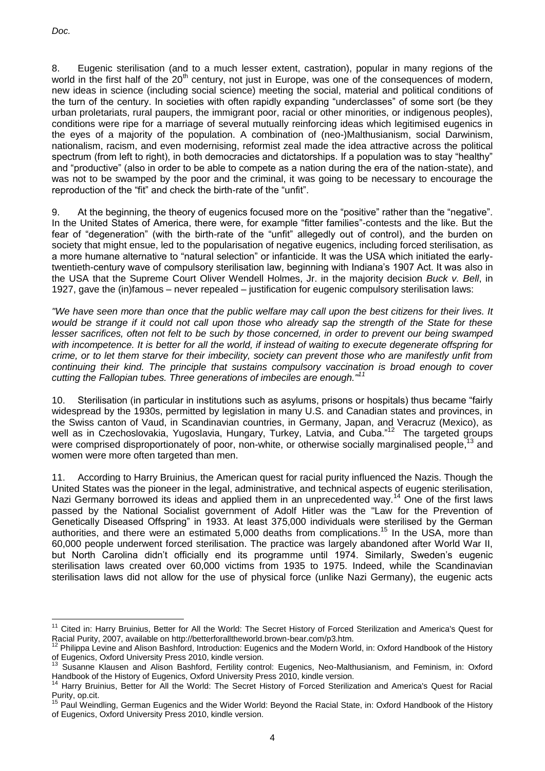8. Eugenic sterilisation (and to a much lesser extent, castration), popular in many regions of the world in the first half of the 20th century, not just in Europe, was one of the consequences of modern, new ideas in science (including social science) meeting the social, material and political conditions of the turn of the century. In societies with often rapidly expanding "underclasses" of some sort (be they urban proletariats, rural paupers, the immigrant poor, racial or other minorities, or indigenous peoples), conditions were ripe for a marriage of several mutually reinforcing ideas which legitimised eugenics in the eyes of a majority of the population. A combination of (neo-)Malthusianism, social Darwinism, nationalism, racism, and even modernising, reformist zeal made the idea attractive across the political spectrum (from left to right), in both democracies and dictatorships. If a population was to stay "healthy" and "productive" (also in order to be able to compete as a nation during the era of the nation-state), and was not to be swamped by the poor and the criminal, it was going to be necessary to encourage the reproduction of the "fit" and check the birth-rate of the "unfit".

9. At the beginning, the theory of eugenics focused more on the "positive" rather than the "negative". In the United States of America, there were, for example "fitter families"-contests and the like. But the fear of "degeneration" (with the birth-rate of the "unfit" allegedly out of control), and the burden on society that might ensue, led to the popularisation of negative eugenics, including forced sterilisation, as a more humane alternative to "natural selection" or infanticide. It was the USA which initiated the early-twentieth-century wave of compulsory sterilisation law, beginning with Indiana's 1907 Act. It was also in the USA that the Supreme Court Oliver Wendell Holmes, Jr. in the majority decision *Buck v. Bell*, in 1927, gave the (in)famous – never repealed – justification for eugenic compulsory sterilisation laws:

*"We have seen more than once that the public welfare may call upon the best citizens for their lives. It would be strange if it could not call upon those who already sap the strength of the State for these lesser sacrifices, often not felt to be such by those concerned, in order to prevent our being swamped with incompetence. It is better for all the world, if instead of waiting to execute degenerate offspring for crime, or to let them starve for their imbecility, society can prevent those who are manifestly unfit from continuing their kind. The principle that sustains compulsory vaccination is broad enough to cover cutting the Fallopian tubes. Three generations of imbeciles are enough."*[11]

10. Sterilisation (in particular in institutions such as asylums, prisons or hospitals) thus became "fairly widespread by the 1930s, permitted by legislation in many U.S. and Canadian states and provinces, in the Swiss canton of Vaud, in Scandinavian countries, in Germany, Japan, and Veracruz (Mexico), as well as in Czechoslovakia, Yugoslavia, Hungary, Turkey, Latvia, and Cuba."[12] The targeted groups were comprised disproportionately of poor, non-white, or otherwise socially marginalised people,[13] and women were more often targeted than men.

11. According to Harry Bruinius, the American quest for racial purity influenced the Nazis. Though the United States was the pioneer in the legal, administrative, and technical aspects of eugenic sterilisation, Nazi Germany borrowed its ideas and applied them in an unprecedented way.[14] One of the first laws passed by the National Socialist government of Adolf Hitler was the "Law for the Prevention of Genetically Diseased Offspring" in 1933. At least 375,000 individuals were sterilised by the German authorities, and there were an estimated 5,000 deaths from complications.[15] In the USA, more than 60,000 people underwent forced sterilisation. The practice was largely abandoned after World War II, but North Carolina didn't officially end its programme until 1974. Similarly, Sweden's eugenic sterilisation laws created over 60,000 victims from 1935 to 1975. Indeed, while the Scandinavian sterilisation laws did not allow for the use of physical force (unlike Nazi Germany), the eugenic acts

---

[11] Cited in: Harry Bruinius, Better for All the World: The Secret History of Forced Sterilization and America's Quest for Racial Purity, 2007, available on http://betterforalltheworld.brown-bear.com/p3.htm.

[12] Philippa Levine and Alison Bashford, Introduction: Eugenics and the Modern World, in: Oxford Handbook of the History of Eugenics, Oxford University Press 2010, kindle version.

[13] Susanne Klausen and Alison Bashford, Fertility control: Eugenics, Neo-Malthusianism, and Feminism, in: Oxford Handbook of the History of Eugenics, Oxford University Press 2010, kindle version.

[14] Harry Bruinius, Better for All the World: The Secret History of Forced Sterilization and America's Quest for Racial Purity, op.cit.

[15] Paul Weindling, German Eugenics and the Wider World: Beyond the Racial State, in: Oxford Handbook of the History of Eugenics, Oxford University Press 2010, kindle version.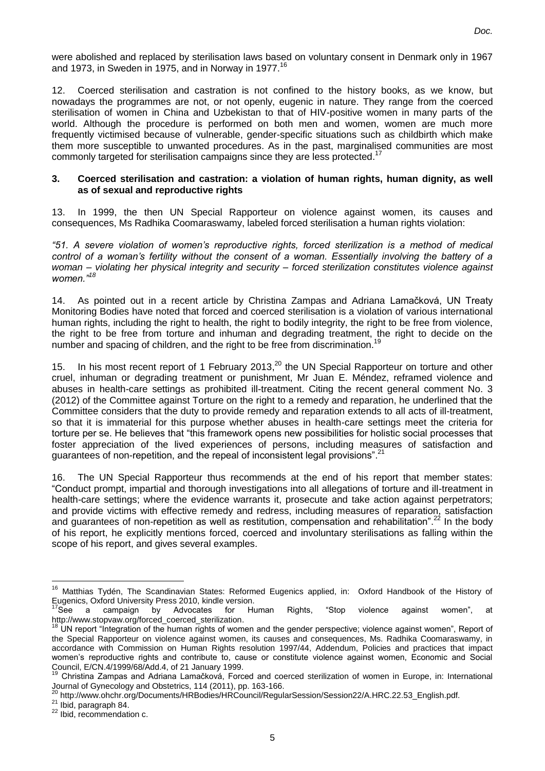were abolished and replaced by sterilisation laws based on voluntary consent in Denmark only in 1967 and 1973, in Sweden in 1975, and in Norway in 1977.[16]

12. Coerced sterilisation and castration is not confined to the history books, as we know, but nowadays the programmes are not, or not openly, eugenic in nature. They range from the coerced sterilisation of women in China and Uzbekistan to that of HIV-positive women in many parts of the world. Although the procedure is performed on both men and women, women are much more frequently victimised because of vulnerable, gender-specific situations such as childbirth which make them more susceptible to unwanted procedures. As in the past, marginalised communities are most commonly targeted for sterilisation campaigns since they are less protected.[17]

### 3. Coerced sterilisation and castration: a violation of human rights, human dignity, as well as of sexual and reproductive rights

13. In 1999, the then UN Special Rapporteur on violence against women, its causes and consequences, Ms Radhika Coomaraswamy, labeled forced sterilisation a human rights violation:

*"51. A severe violation of women's reproductive rights, forced sterilization is a method of medical control of a woman's fertility without the consent of a woman. Essentially involving the battery of a woman – violating her physical integrity and security – forced sterilization constitutes violence against women."*[18]

14. As pointed out in a recent article by Christina Zampas and Adriana Lamačková, UN Treaty Monitoring Bodies have noted that forced and coerced sterilisation is a violation of various international human rights, including the right to health, the right to bodily integrity, the right to be free from violence, the right to be free from torture and inhuman and degrading treatment, the right to decide on the number and spacing of children, and the right to be free from discrimination.[19]

15. In his most recent report of 1 February 2013,[20] the UN Special Rapporteur on torture and other cruel, inhuman or degrading treatment or punishment, Mr Juan E. Méndez, reframed violence and abuses in health-care settings as prohibited ill-treatment. Citing the recent general comment No. 3 (2012) of the Committee against Torture on the right to a remedy and reparation, he underlined that the Committee considers that the duty to provide remedy and reparation extends to all acts of ill-treatment, so that it is immaterial for this purpose whether abuses in health-care settings meet the criteria for torture per se. He believes that "this framework opens new possibilities for holistic social processes that foster appreciation of the lived experiences of persons, including measures of satisfaction and guarantees of non-repetition, and the repeal of inconsistent legal provisions".[21]

16. The UN Special Rapporteur thus recommends at the end of his report that member states: "Conduct prompt, impartial and thorough investigations into all allegations of torture and ill-treatment in health-care settings; where the evidence warrants it, prosecute and take action against perpetrators; and provide victims with effective remedy and redress, including measures of reparation, satisfaction and guarantees of non-repetition as well as restitution, compensation and rehabilitation".[22] In the body of his report, he explicitly mentions forced, coerced and involuntary sterilisations as falling within the scope of his report, and gives several examples.

---

[16] Matthias Tydén, The Scandinavian States: Reformed Eugenics applied, in: Oxford Handbook of the History of Eugenics, Oxford University Press 2010, kindle version.

[17] See a campaign by Advocates for Human Rights, "Stop violence against women", at http://www.stopvaw.org/forced_coerced_sterilization.

[18] UN report "Integration of the human rights of women and the gender perspective; violence against women", Report of the Special Rapporteur on violence against women, its causes and consequences, Ms. Radhika Coomaraswamy, in accordance with Commission on Human Rights resolution 1997/44, Addendum, Policies and practices that impact women's reproductive rights and contribute to, cause or constitute violence against women, Economic and Social Council, E/CN.4/1999/68/Add.4, of 21 January 1999.

[19] Christina Zampas and Adriana Lamačková, Forced and coerced sterilization of women in Europe, in: International Journal of Gynecology and Obstetrics, 114 (2011), pp. 163-166.

[20] http://www.ohchr.org/Documents/HRBodies/HRCouncil/RegularSession/Session22/A.HRC.22.53_English.pdf.

[21] Ibid, paragraph 84.

[22] Ibid, recommendation c.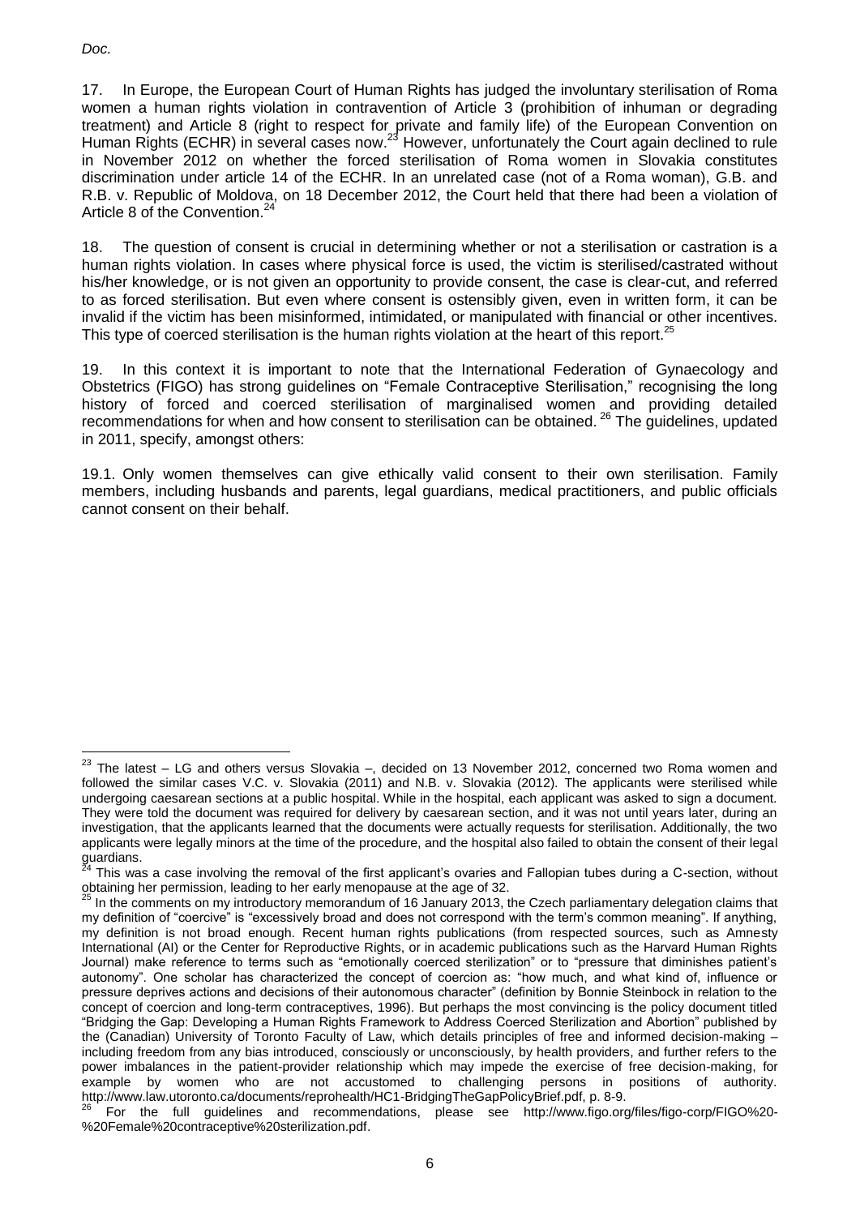17. In Europe, the European Court of Human Rights has judged the involuntary sterilisation of Roma women a human rights violation in contravention of Article 3 (prohibition of inhuman or degrading treatment) and Article 8 (right to respect for private and family life) of the European Convention on Human Rights (ECHR) in several cases now.[23] However, unfortunately the Court again declined to rule in November 2012 on whether the forced sterilisation of Roma women in Slovakia constitutes discrimination under article 14 of the ECHR. In an unrelated case (not of a Roma woman), G.B. and R.B. v. Republic of Moldova, on 18 December 2012, the Court held that there had been a violation of Article 8 of the Convention.[24]

18. The question of consent is crucial in determining whether or not a sterilisation or castration is a human rights violation. In cases where physical force is used, the victim is sterilised/castrated without his/her knowledge, or is not given an opportunity to provide consent, the case is clear-cut, and referred to as forced sterilisation. But even where consent is ostensibly given, even in written form, it can be invalid if the victim has been misinformed, intimidated, or manipulated with financial or other incentives. This type of coerced sterilisation is the human rights violation at the heart of this report.[25]

19. In this context it is important to note that the International Federation of Gynaecology and Obstetrics (FIGO) has strong guidelines on "Female Contraceptive Sterilisation," recognising the long history of forced and coerced sterilisation of marginalised women and providing detailed recommendations for when and how consent to sterilisation can be obtained.[26] The guidelines, updated in 2011, specify, amongst others:

19.1. Only women themselves can give ethically valid consent to their own sterilisation. Family members, including husbands and parents, legal guardians, medical practitioners, and public officials cannot consent on their behalf.

---

[23] The latest – LG and others versus Slovakia –, decided on 13 November 2012, concerned two Roma women and followed the similar cases V.C. v. Slovakia (2011) and N.B. v. Slovakia (2012). The applicants were sterilised while undergoing caesarean sections at a public hospital. While in the hospital, each applicant was asked to sign a document. They were told the document was required for delivery by caesarean section, and it was not until years later, during an investigation, that the applicants learned that the documents were actually requests for sterilisation. Additionally, the two applicants were legally minors at the time of the procedure, and the hospital also failed to obtain the consent of their legal guardians.

[24] This was a case involving the removal of the first applicant's ovaries and Fallopian tubes during a C-section, without obtaining her permission, leading to her early menopause at the age of 32.

[25] In the comments on my introductory memorandum of 16 January 2013, the Czech parliamentary delegation claims that my definition of "coercive" is "excessively broad and does not correspond with the term's common meaning". If anything, my definition is not broad enough. Recent human rights publications (from respected sources, such as Amnesty International (AI) or the Center for Reproductive Rights, or in academic publications such as the Harvard Human Rights Journal) make reference to terms such as "emotionally coerced sterilization" or to "pressure that diminishes patient's autonomy". One scholar has characterized the concept of coercion as: "how much, and what kind of, influence or pressure deprives actions and decisions of their autonomous character" (definition by Bonnie Steinbock in relation to the concept of coercion and long-term contraceptives, 1996). But perhaps the most convincing is the policy document titled "Bridging the Gap: Developing a Human Rights Framework to Address Coerced Sterilization and Abortion" published by the (Canadian) University of Toronto Faculty of Law, which details principles of free and informed decision-making – including freedom from any bias introduced, consciously or unconsciously, by health providers, and further refers to the power imbalances in the patient-provider relationship which may impede the exercise of free decision-making, for example by women who are not accustomed to challenging persons in positions of authority. http://www.law.utoronto.ca/documents/reprohealth/HC1-BridgingTheGapPolicyBrief.pdf, p. 8-9.

[26] For the full guidelines and recommendations, please see http://www.figo.org/files/figo-corp/FIGO%20-%20Female%20contraceptive%20sterilization.pdf.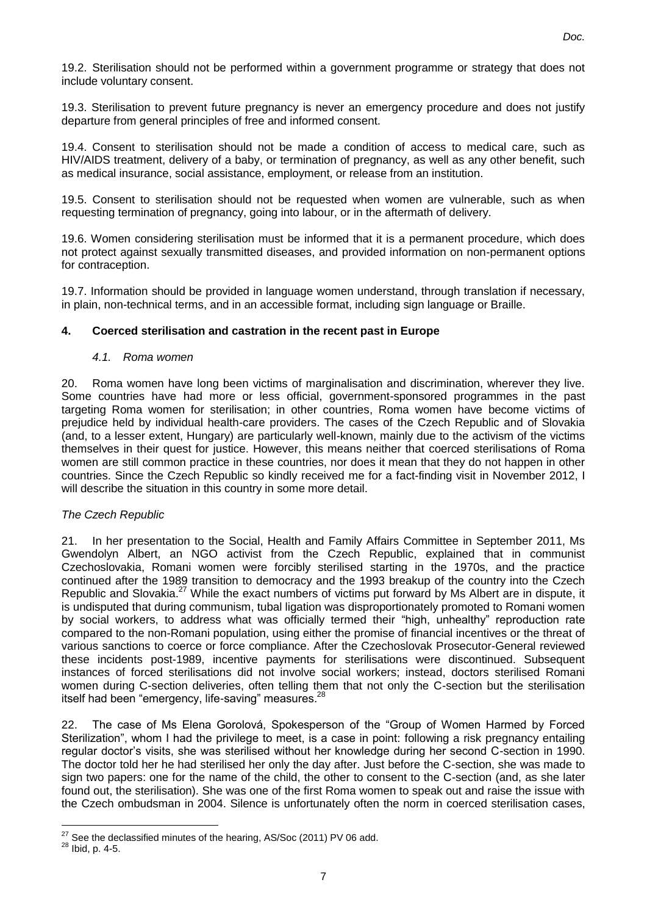19.2. Sterilisation should not be performed within a government programme or strategy that does not include voluntary consent.

19.3. Sterilisation to prevent future pregnancy is never an emergency procedure and does not justify departure from general principles of free and informed consent.

19.4. Consent to sterilisation should not be made a condition of access to medical care, such as HIV/AIDS treatment, delivery of a baby, or termination of pregnancy, as well as any other benefit, such as medical insurance, social assistance, employment, or release from an institution.

19.5. Consent to sterilisation should not be requested when women are vulnerable, such as when requesting termination of pregnancy, going into labour, or in the aftermath of delivery.

19.6. Women considering sterilisation must be informed that it is a permanent procedure, which does not protect against sexually transmitted diseases, and provided information on non-permanent options for contraception.

19.7. Information should be provided in language women understand, through translation if necessary, in plain, non-technical terms, and in an accessible format, including sign language or Braille.

## 4. Coerced sterilisation and castration in the recent past in Europe

### *4.1. Roma women*

20. Roma women have long been victims of marginalisation and discrimination, wherever they live. Some countries have had more or less official, government-sponsored programmes in the past targeting Roma women for sterilisation; in other countries, Roma women have become victims of prejudice held by individual health-care providers. The cases of the Czech Republic and of Slovakia (and, to a lesser extent, Hungary) are particularly well-known, mainly due to the activism of the victims themselves in their quest for justice. However, this means neither that coerced sterilisations of Roma women are still common practice in these countries, nor does it mean that they do not happen in other countries. Since the Czech Republic so kindly received me for a fact-finding visit in November 2012, I will describe the situation in this country in some more detail.

*The Czech Republic*

21. In her presentation to the Social, Health and Family Affairs Committee in September 2011, Ms Gwendolyn Albert, an NGO activist from the Czech Republic, explained that in communist Czechoslovakia, Romani women were forcibly sterilised starting in the 1970s, and the practice continued after the 1989 transition to democracy and the 1993 breakup of the country into the Czech Republic and Slovakia.[27] While the exact numbers of victims put forward by Ms Albert are in dispute, it is undisputed that during communism, tubal ligation was disproportionately promoted to Romani women by social workers, to address what was officially termed their "high, unhealthy" reproduction rate compared to the non-Romani population, using either the promise of financial incentives or the threat of various sanctions to coerce or force compliance. After the Czechoslovak Prosecutor-General reviewed these incidents post-1989, incentive payments for sterilisations were discontinued. Subsequent instances of forced sterilisations did not involve social workers; instead, doctors sterilised Romani women during C-section deliveries, often telling them that not only the C-section but the sterilisation itself had been "emergency, life-saving" measures.[28]

22. The case of Ms Elena Gorolová, Spokesperson of the "Group of Women Harmed by Forced Sterilization", whom I had the privilege to meet, is a case in point: following a risk pregnancy entailing regular doctor's visits, she was sterilised without her knowledge during her second C-section in 1990. The doctor told her he had sterilised her only the day after. Just before the C-section, she was made to sign two papers: one for the name of the child, the other to consent to the C-section (and, as she later found out, the sterilisation). She was one of the first Roma women to speak out and raise the issue with the Czech ombudsman in 2004. Silence is unfortunately often the norm in coerced sterilisation cases,

[27] See the declassified minutes of the hearing, AS/Soc (2011) PV 06 add.

[28] Ibid, p. 4-5.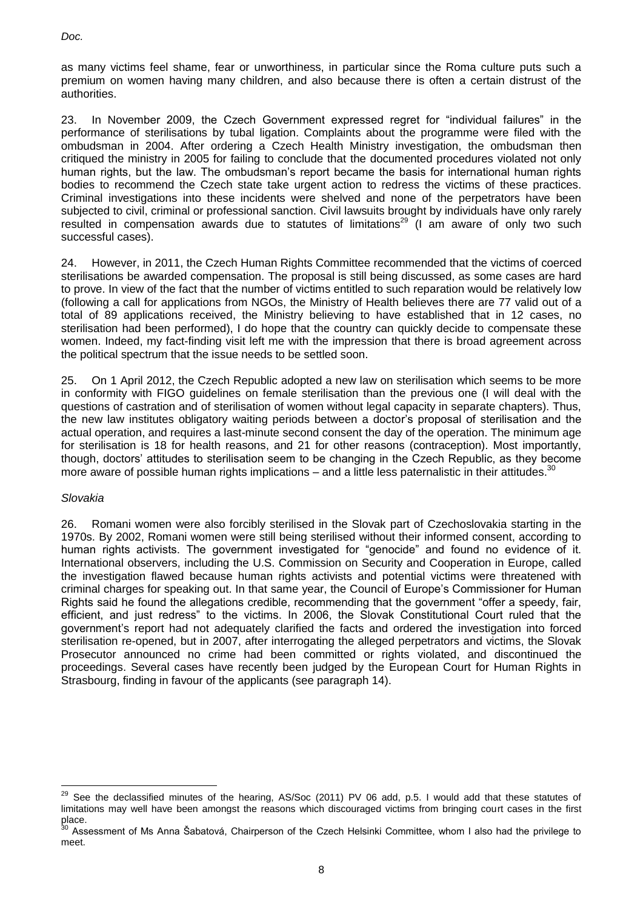as many victims feel shame, fear or unworthiness, in particular since the Roma culture puts such a premium on women having many children, and also because there is often a certain distrust of the authorities.

23. In November 2009, the Czech Government expressed regret for "individual failures" in the performance of sterilisations by tubal ligation. Complaints about the programme were filed with the ombudsman in 2004. After ordering a Czech Health Ministry investigation, the ombudsman then critiqued the ministry in 2005 for failing to conclude that the documented procedures violated not only human rights, but the law. The ombudsman's report became the basis for international human rights bodies to recommend the Czech state take urgent action to redress the victims of these practices. Criminal investigations into these incidents were shelved and none of the perpetrators have been subjected to civil, criminal or professional sanction. Civil lawsuits brought by individuals have only rarely resulted in compensation awards due to statutes of limitations[29] (I am aware of only two such successful cases).

24. However, in 2011, the Czech Human Rights Committee recommended that the victims of coerced sterilisations be awarded compensation. The proposal is still being discussed, as some cases are hard to prove. In view of the fact that the number of victims entitled to such reparation would be relatively low (following a call for applications from NGOs, the Ministry of Health believes there are 77 valid out of a total of 89 applications received, the Ministry believing to have established that in 12 cases, no sterilisation had been performed), I do hope that the country can quickly decide to compensate these women. Indeed, my fact-finding visit left me with the impression that there is broad agreement across the political spectrum that the issue needs to be settled soon.

25. On 1 April 2012, the Czech Republic adopted a new law on sterilisation which seems to be more in conformity with FIGO guidelines on female sterilisation than the previous one (I will deal with the questions of castration and of sterilisation of women without legal capacity in separate chapters). Thus, the new law institutes obligatory waiting periods between a doctor's proposal of sterilisation and the actual operation, and requires a last-minute second consent the day of the operation. The minimum age for sterilisation is 18 for health reasons, and 21 for other reasons (contraception). Most importantly, though, doctors' attitudes to sterilisation seem to be changing in the Czech Republic, as they become more aware of possible human rights implications – and a little less paternalistic in their attitudes.[30]

*Slovakia*

26. Romani women were also forcibly sterilised in the Slovak part of Czechoslovakia starting in the 1970s. By 2002, Romani women were still being sterilised without their informed consent, according to human rights activists. The government investigated for "genocide" and found no evidence of it. International observers, including the U.S. Commission on Security and Cooperation in Europe, called the investigation flawed because human rights activists and potential victims were threatened with criminal charges for speaking out. In that same year, the Council of Europe's Commissioner for Human Rights said he found the allegations credible, recommending that the government "offer a speedy, fair, efficient, and just redress" to the victims. In 2006, the Slovak Constitutional Court ruled that the government's report had not adequately clarified the facts and ordered the investigation into forced sterilisation re-opened, but in 2007, after interrogating the alleged perpetrators and victims, the Slovak Prosecutor announced no crime had been committed or rights violated, and discontinued the proceedings. Several cases have recently been judged by the European Court for Human Rights in Strasbourg, finding in favour of the applicants (see paragraph 14).

---

[29] See the declassified minutes of the hearing, AS/Soc (2011) PV 06 add, p.5. I would add that these statutes of limitations may well have been amongst the reasons which discouraged victims from bringing court cases in the first place.

[30] Assessment of Ms Anna Šabatová, Chairperson of the Czech Helsinki Committee, whom I also had the privilege to meet.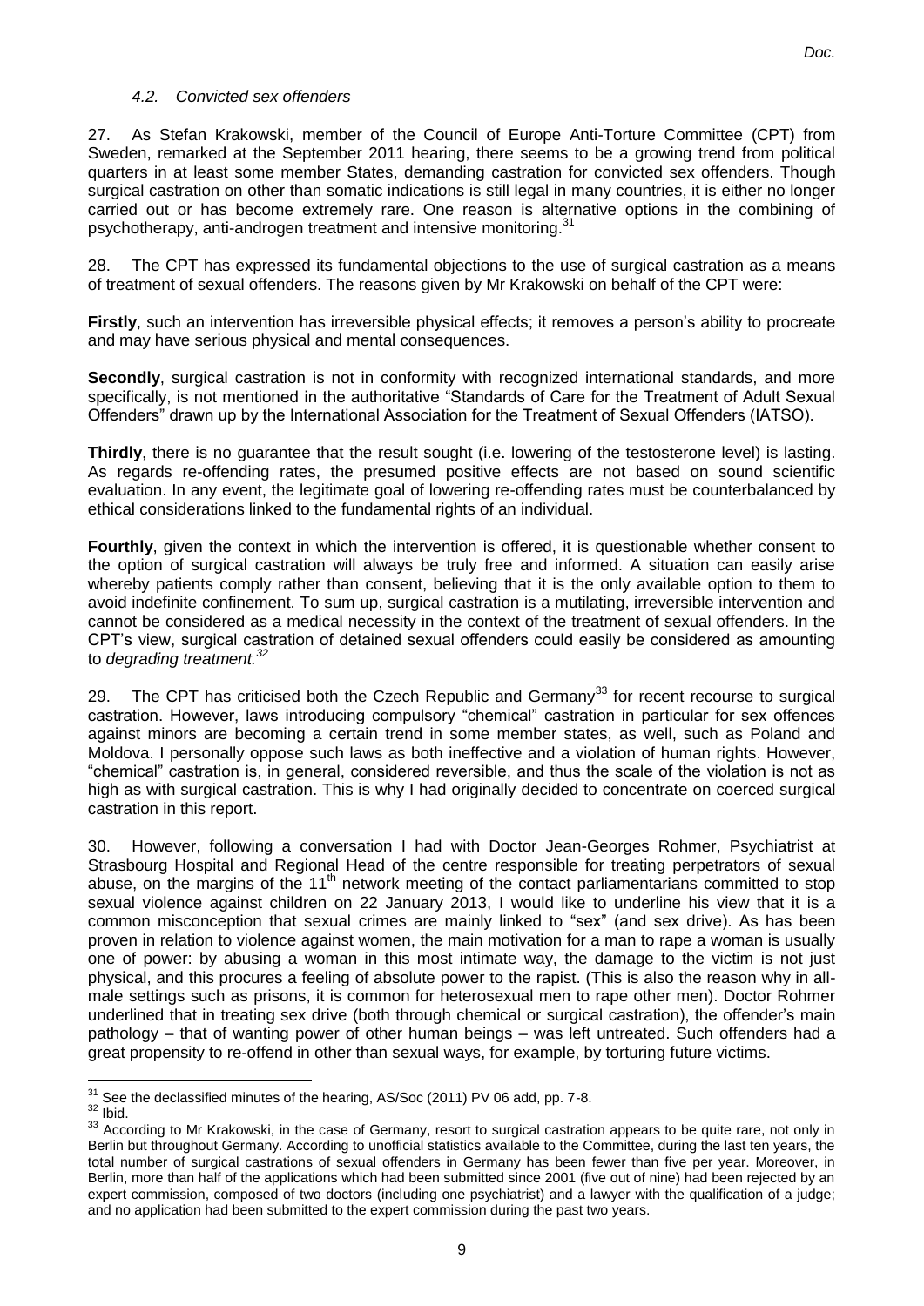### *4.2. Convicted sex offenders*

27. As Stefan Krakowski, member of the Council of Europe Anti-Torture Committee (CPT) from Sweden, remarked at the September 2011 hearing, there seems to be a growing trend from political quarters in at least some member States, demanding castration for convicted sex offenders. Though surgical castration on other than somatic indications is still legal in many countries, it is either no longer carried out or has become extremely rare. One reason is alternative options in the combining of psychotherapy, anti-androgen treatment and intensive monitoring.[31]

28. The CPT has expressed its fundamental objections to the use of surgical castration as a means of treatment of sexual offenders. The reasons given by Mr Krakowski on behalf of the CPT were:

**Firstly**, such an intervention has irreversible physical effects; it removes a person's ability to procreate and may have serious physical and mental consequences.

**Secondly**, surgical castration is not in conformity with recognized international standards, and more specifically, is not mentioned in the authoritative "Standards of Care for the Treatment of Adult Sexual Offenders" drawn up by the International Association for the Treatment of Sexual Offenders (IATSO).

**Thirdly**, there is no guarantee that the result sought (i.e. lowering of the testosterone level) is lasting. As regards re-offending rates, the presumed positive effects are not based on sound scientific evaluation. In any event, the legitimate goal of lowering re-offending rates must be counterbalanced by ethical considerations linked to the fundamental rights of an individual.

**Fourthly**, given the context in which the intervention is offered, it is questionable whether consent to the option of surgical castration will always be truly free and informed. A situation can easily arise whereby patients comply rather than consent, believing that it is the only available option to them to avoid indefinite confinement. To sum up, surgical castration is a mutilating, irreversible intervention and cannot be considered as a medical necessity in the context of the treatment of sexual offenders. In the CPT's view, surgical castration of detained sexual offenders could easily be considered as amounting to *degrading treatment.*[32]

29. The CPT has criticised both the Czech Republic and Germany[33] for recent recourse to surgical castration. However, laws introducing compulsory "chemical" castration in particular for sex offences against minors are becoming a certain trend in some member states, as well, such as Poland and Moldova. I personally oppose such laws as both ineffective and a violation of human rights. However, "chemical" castration is, in general, considered reversible, and thus the scale of the violation is not as high as with surgical castration. This is why I had originally decided to concentrate on coerced surgical castration in this report.

30. However, following a conversation I had with Doctor Jean-Georges Rohmer, Psychiatrist at Strasbourg Hospital and Regional Head of the centre responsible for treating perpetrators of sexual abuse, on the margins of the 11th network meeting of the contact parliamentarians committed to stop sexual violence against children on 22 January 2013, I would like to underline his view that it is a common misconception that sexual crimes are mainly linked to "sex" (and sex drive). As has been proven in relation to violence against women, the main motivation for a man to rape a woman is usually one of power: by abusing a woman in this most intimate way, the damage to the victim is not just physical, and this procures a feeling of absolute power to the rapist. (This is also the reason why in all-male settings such as prisons, it is common for heterosexual men to rape other men). Doctor Rohmer underlined that in treating sex drive (both through chemical or surgical castration), the offender's main pathology – that of wanting power of other human beings – was left untreated. Such offenders had a great propensity to re-offend in other than sexual ways, for example, by torturing future victims.

---

[31] See the declassified minutes of the hearing, AS/Soc (2011) PV 06 add, pp. 7-8.

[32] Ibid.

[33] According to Mr Krakowski, in the case of Germany, resort to surgical castration appears to be quite rare, not only in Berlin but throughout Germany. According to unofficial statistics available to the Committee, during the last ten years, the total number of surgical castrations of sexual offenders in Germany has been fewer than five per year. Moreover, in Berlin, more than half of the applications which had been submitted since 2001 (five out of nine) had been rejected by an expert commission, composed of two doctors (including one psychiatrist) and a lawyer with the qualification of a judge; and no application had been submitted to the expert commission during the past two years.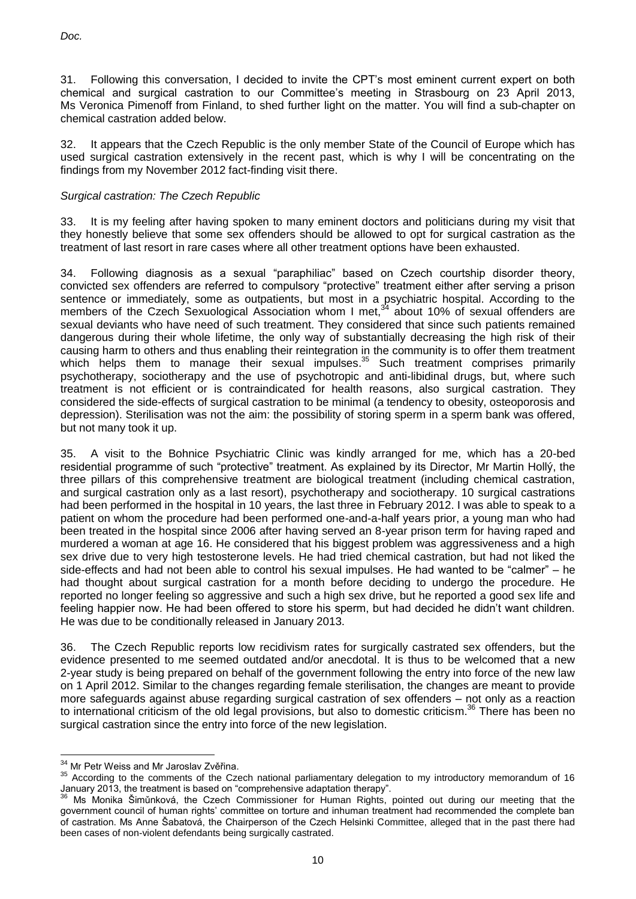31. Following this conversation, I decided to invite the CPT's most eminent current expert on both chemical and surgical castration to our Committee's meeting in Strasbourg on 23 April 2013, Ms Veronica Pimenoff from Finland, to shed further light on the matter. You will find a sub-chapter on chemical castration added below.

32. It appears that the Czech Republic is the only member State of the Council of Europe which has used surgical castration extensively in the recent past, which is why I will be concentrating on the findings from my November 2012 fact-finding visit there.

*Surgical castration: The Czech Republic*

33. It is my feeling after having spoken to many eminent doctors and politicians during my visit that they honestly believe that some sex offenders should be allowed to opt for surgical castration as the treatment of last resort in rare cases where all other treatment options have been exhausted.

34. Following diagnosis as a sexual "paraphiliac" based on Czech courtship disorder theory, convicted sex offenders are referred to compulsory "protective" treatment either after serving a prison sentence or immediately, some as outpatients, but most in a psychiatric hospital. According to the members of the Czech Sexuological Association whom I met,[34] about 10% of sexual offenders are sexual deviants who have need of such treatment. They considered that since such patients remained dangerous during their whole lifetime, the only way of substantially decreasing the high risk of their causing harm to others and thus enabling their reintegration in the community is to offer them treatment which helps them to manage their sexual impulses.[35] Such treatment comprises primarily psychotherapy, sociotherapy and the use of psychotropic and anti-libidinal drugs, but, where such treatment is not efficient or is contraindicated for health reasons, also surgical castration. They considered the side-effects of surgical castration to be minimal (a tendency to obesity, osteoporosis and depression). Sterilisation was not the aim: the possibility of storing sperm in a sperm bank was offered, but not many took it up.

35. A visit to the Bohnice Psychiatric Clinic was kindly arranged for me, which has a 20-bed residential programme of such "protective" treatment. As explained by its Director, Mr Martin Hollý, the three pillars of this comprehensive treatment are biological treatment (including chemical castration, and surgical castration only as a last resort), psychotherapy and sociotherapy. 10 surgical castrations had been performed in the hospital in 10 years, the last three in February 2012. I was able to speak to a patient on whom the procedure had been performed one-and-a-half years prior, a young man who had been treated in the hospital since 2006 after having served an 8-year prison term for having raped and murdered a woman at age 16. He considered that his biggest problem was aggressiveness and a high sex drive due to very high testosterone levels. He had tried chemical castration, but had not liked the side-effects and had not been able to control his sexual impulses. He had wanted to be "calmer" – he had thought about surgical castration for a month before deciding to undergo the procedure. He reported no longer feeling so aggressive and such a high sex drive, but he reported a good sex life and feeling happier now. He had been offered to store his sperm, but had decided he didn't want children. He was due to be conditionally released in January 2013.

36. The Czech Republic reports low recidivism rates for surgically castrated sex offenders, but the evidence presented to me seemed outdated and/or anecdotal. It is thus to be welcomed that a new 2-year study is being prepared on behalf of the government following the entry into force of the new law on 1 April 2012. Similar to the changes regarding female sterilisation, the changes are meant to provide more safeguards against abuse regarding surgical castration of sex offenders – not only as a reaction to international criticism of the old legal provisions, but also to domestic criticism.[36] There has been no surgical castration since the entry into force of the new legislation.

---

[34] Mr Petr Weiss and Mr Jaroslav Zvěřina.

[35] According to the comments of the Czech national parliamentary delegation to my introductory memorandum of 16 January 2013, the treatment is based on "comprehensive adaptation therapy".

[36] Ms Monika Šimůnková, the Czech Commissioner for Human Rights, pointed out during our meeting that the government council of human rights' committee on torture and inhuman treatment had recommended the complete ban of castration. Ms Anne Šabatová, the Chairperson of the Czech Helsinki Committee, alleged that in the past there had been cases of non-violent defendants being surgically castrated.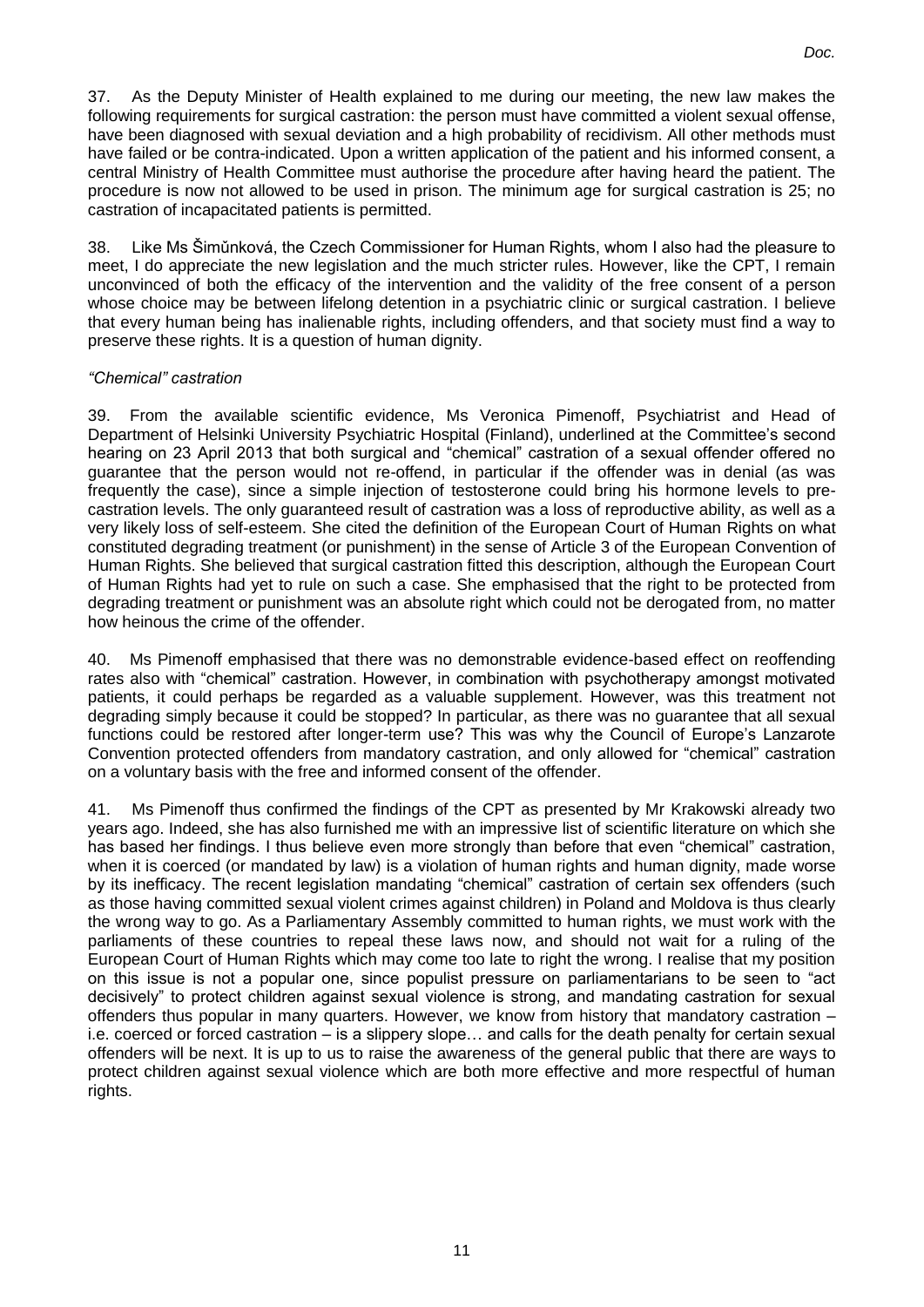37. As the Deputy Minister of Health explained to me during our meeting, the new law makes the following requirements for surgical castration: the person must have committed a violent sexual offense, have been diagnosed with sexual deviation and a high probability of recidivism. All other methods must have failed or be contra-indicated. Upon a written application of the patient and his informed consent, a central Ministry of Health Committee must authorise the procedure after having heard the patient. The procedure is now not allowed to be used in prison. The minimum age for surgical castration is 25; no castration of incapacitated patients is permitted.

38. Like Ms Šimůnková, the Czech Commissioner for Human Rights, whom I also had the pleasure to meet, I do appreciate the new legislation and the much stricter rules. However, like the CPT, I remain unconvinced of both the efficacy of the intervention and the validity of the free consent of a person whose choice may be between lifelong detention in a psychiatric clinic or surgical castration. I believe that every human being has inalienable rights, including offenders, and that society must find a way to preserve these rights. It is a question of human dignity.

*"Chemical" castration*

39. From the available scientific evidence, Ms Veronica Pimenoff, Psychiatrist and Head of Department of Helsinki University Psychiatric Hospital (Finland), underlined at the Committee's second hearing on 23 April 2013 that both surgical and "chemical" castration of a sexual offender offered no guarantee that the person would not re-offend, in particular if the offender was in denial (as was frequently the case), since a simple injection of testosterone could bring his hormone levels to pre-castration levels. The only guaranteed result of castration was a loss of reproductive ability, as well as a very likely loss of self-esteem. She cited the definition of the European Court of Human Rights on what constituted degrading treatment (or punishment) in the sense of Article 3 of the European Convention Court of Human Rights. She believed that surgical castration fitted this description, although the European Court of Human Rights had yet to rule on such a case. She emphasised that the right to be protected from degrading treatment or punishment was an absolute right which could not be derogated from, no matter how heinous the crime of the offender.

40. Ms Pimenoff emphasised that there was no demonstrable evidence-based effect on reoffending rates also with "chemical" castration. However, in combination with psychotherapy amongst motivated patients, it could perhaps be regarded as a valuable supplement. However, was this treatment not degrading simply because it could be stopped? In particular, as there was no guarantee that all sexual functions could be restored after longer-term use? This was why the Council of Europe's Lanzarote Convention protected offenders from mandatory castration, and only allowed for "chemical" castration on a voluntary basis with the free and informed consent of the offender.

41. Ms Pimenoff thus confirmed the findings of the CPT as presented by Mr Krakowski already two years ago. Indeed, she has also furnished me with an impressive list of scientific literature on which she has based her findings. I thus believe even more strongly than before that even "chemical" castration, when it is coerced (or mandated by law) is a violation of human rights and human dignity, made worse by its inefficacy. The recent legislation mandating "chemical" castration of certain sex offenders (such as those having committed sexual violent crimes against children) in Poland and Moldova is thus clearly the wrong way to go. As a Parliamentary Assembly committed to human rights, we must work with the parliaments of these countries to repeal these laws now, and should not wait for a ruling of the European Court of Human Rights which may come too late to right the wrong. I realise that my position on this issue is not a popular one, since populist pressure on parliamentarians to be seen to "act decisively" to protect children against sexual violence is strong, and mandating castration for sexual offenders thus popular in many quarters. However, we know from history that mandatory castration – i.e. coerced or forced castration – is a slippery slope… and calls for the death penalty for certain sexual offenders will be next. It is up to us to raise the awareness of the general public that there are ways to protect children against sexual violence which are both more effective and more respectful of human rights.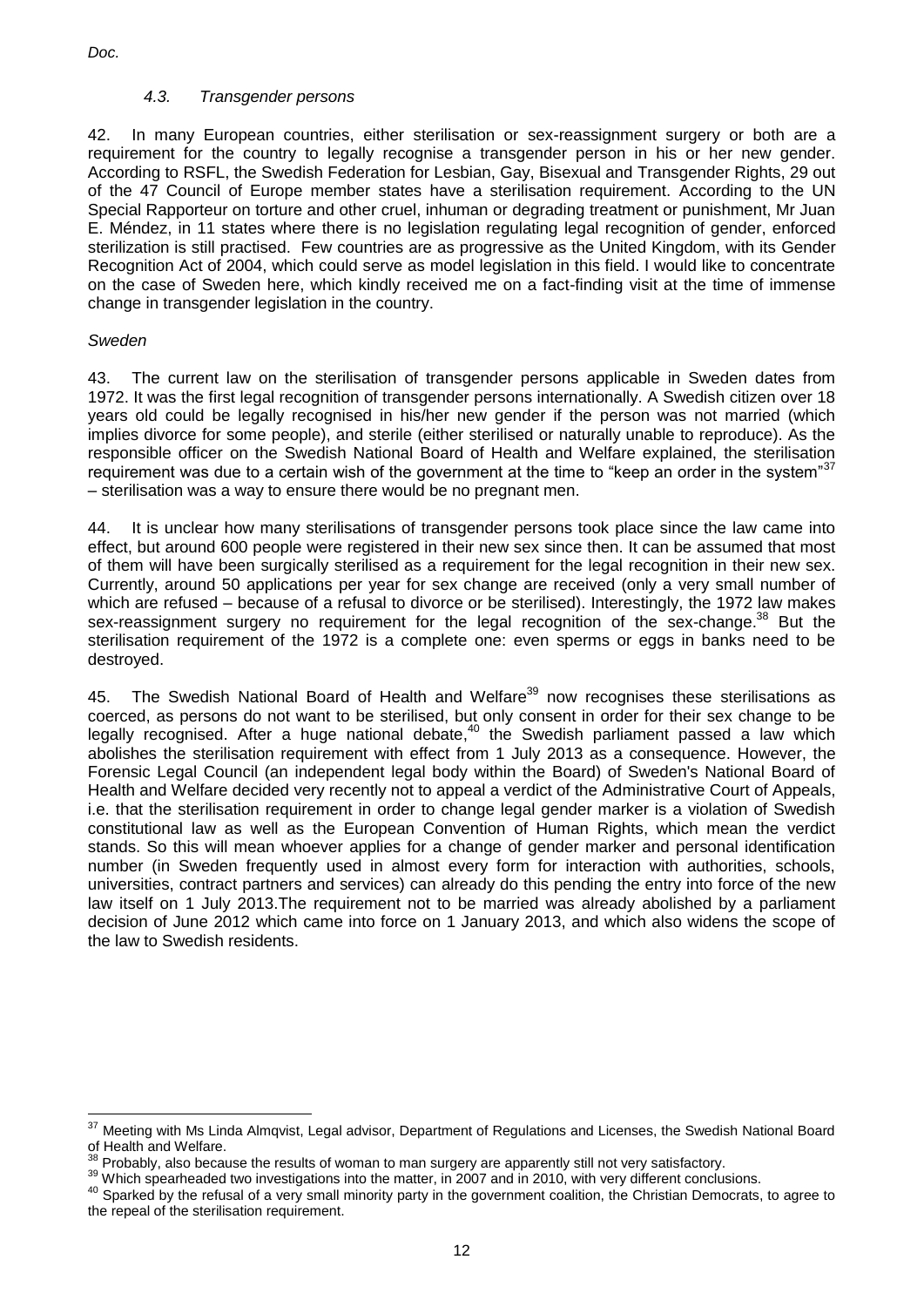### *4.3. Transgender persons*

42. In many European countries, either sterilisation or sex-reassignment surgery or both are a requirement for the country to legally recognise a transgender person in his or her new gender. According to RSFL, the Swedish Federation for Lesbian, Gay, Bisexual and Transgender Rights, 29 out of the 47 Council of Europe member states have a sterilisation requirement. According to the UN Special Rapporteur on torture and other cruel, inhuman or degrading treatment or punishment, Mr Juan E. Méndez, in 11 states where there is no legislation regulating legal recognition of gender, enforced sterilization is still practised. Few countries are as progressive as the United Kingdom, with its Gender Recognition Act of 2004, which could serve as model legislation in this field. I would like to concentrate on the case of Sweden here, which kindly received me on a fact-finding visit at the time of immense change in transgender legislation in the country.

*Sweden*

43. The current law on the sterilisation of transgender persons applicable in Sweden dates from 1972. It was the first legal recognition of transgender persons internationally. A Swedish citizen over 18 years old could be legally recognised in his/her new gender if the person was not married (which implies divorce for some people), and sterile (either sterilised or naturally unable to reproduce). As the responsible officer on the Swedish National Board of Health and Welfare explained, the sterilisation requirement was due to a certain wish of the government at the time to "keep an order in the system"[37] – sterilisation was a way to ensure there would be no pregnant men.

44. It is unclear how many sterilisations of transgender persons took place since the law came into effect, but around 600 people were registered in their new sex since then. It can be assumed that most of them will have been surgically sterilised as a requirement for the legal recognition in their new sex. Currently, around 50 applications per year for sex change are received (only a very small number of which are refused – because of a refusal to divorce or be sterilised). Interestingly, the 1972 law makes sex-reassignment surgery no requirement for the legal recognition of the sex-change.[38] But the sterilisation requirement of the 1972 is a complete one: even sperms or eggs in banks need to be destroyed.

45. The Swedish National Board of Health and Welfare[39] now recognises these sterilisations as coerced, as persons do not want to be sterilised, but only consent in order for their sex change to be legally recognised. After a huge national debate,[40] the Swedish parliament passed a law which abolishes the sterilisation requirement with effect from 1 July 2013 as a consequence. However, the Forensic Legal Council (an independent legal body within the Board) of Sweden's National Board of Health and Welfare decided very recently not to appeal a verdict of the Administrative Court of Appeals, i.e. that the sterilisation requirement in order to change legal gender marker is a violation of Swedish constitutional law as well as the European Convention of Human Rights, which mean the verdict stands. So this will mean whoever applies for a change of gender marker and personal identification number (in Sweden frequently used in almost every form for interaction with authorities, schools, universities, contract partners and services) can already do this pending the entry into force of the new law itself on 1 July 2013.The requirement not to be married was already abolished by a parliament decision of June 2012 which came into force on 1 January 2013, and which also widens the scope of the law to Swedish residents.

---

[37] Meeting with Ms Linda Almqvist, Legal advisor, Department of Regulations and Licenses, the Swedish National Board of Health and Welfare.

[38] Probably, also because the results of woman to man surgery are apparently still not very satisfactory.

[39] Which spearheaded two investigations into the matter, in 2007 and in 2010, with very different conclusions.

[40] Sparked by the refusal of a very small minority party in the government coalition, the Christian Democrats, to agree to the repeal of the sterilisation requirement.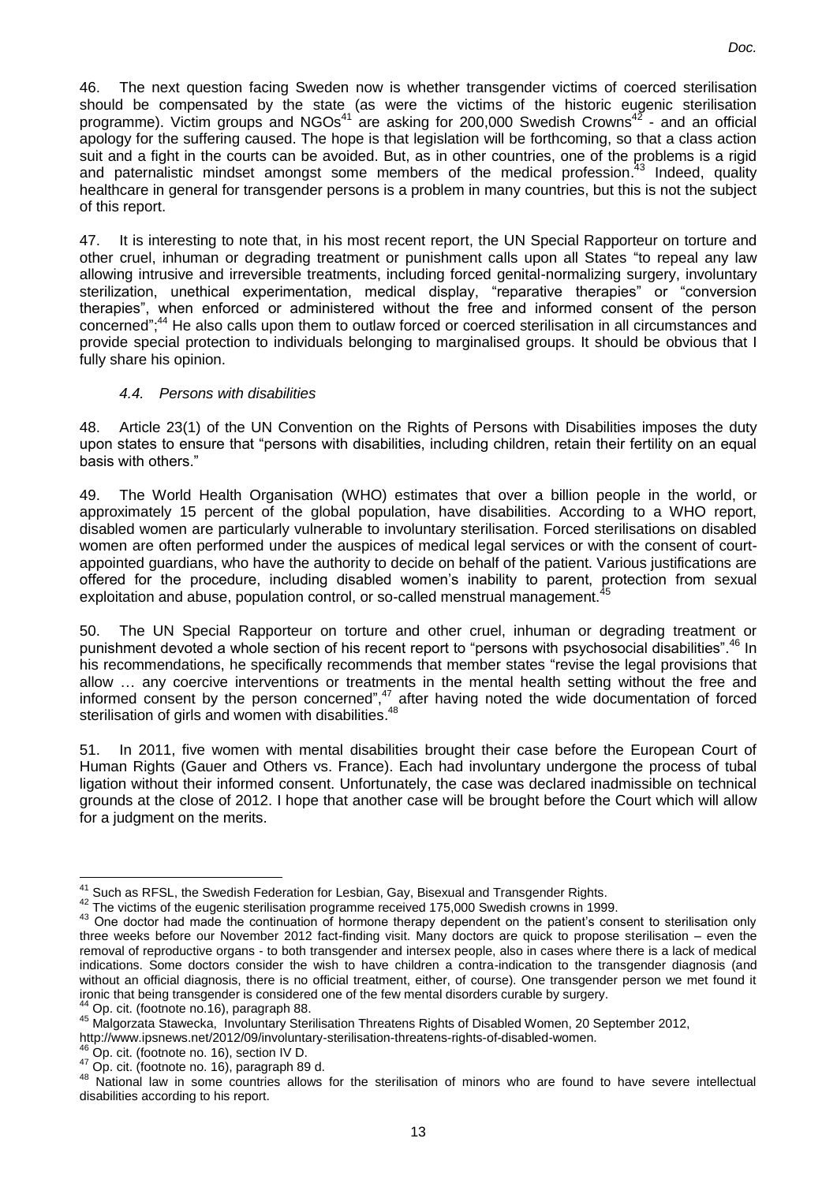46. The next question facing Sweden now is whether transgender victims of coerced sterilisation should be compensated by the state (as were the victims of the historic eugenic sterilisation programme). Victim groups and NGOs[41] are asking for 200,000 Swedish Crowns[42] - and an official apology for the suffering caused. The hope is that legislation will be forthcoming, so that a class action suit and a fight in the courts can be avoided. But, as in other countries, one of the problems is a rigid and paternalistic mindset amongst some members of the medical profession.[43] Indeed, quality healthcare in general for transgender persons is a problem in many countries, but this is not the subject of this report.

47. It is interesting to note that, in his most recent report, the UN Special Rapporteur on torture and other cruel, inhuman or degrading treatment or punishment calls upon all States "to repeal any law allowing intrusive and irreversible treatments, including forced genital-normalizing surgery, involuntary sterilization, unethical experimentation, medical display, "reparative therapies" or "conversion therapies", when enforced or administered without the free and informed consent of the person concerned";[44] He also calls upon them to outlaw forced or coerced sterilisation in all circumstances and provide special protection to individuals belonging to marginalised groups. It should be obvious that I fully share his opinion.

### *4.4. Persons with disabilities*

48. Article 23(1) of the UN Convention on the Rights of Persons with Disabilities imposes the duty upon states to ensure that "persons with disabilities, including children, retain their fertility on an equal basis with others."

49. The World Health Organisation (WHO) estimates that over a billion people in the world, or approximately 15 percent of the global population, have disabilities. According to a WHO report, disabled women are particularly vulnerable to involuntary sterilisation. Forced sterilisations on disabled women are often performed under the auspices of medical legal services or with the consent of court-appointed guardians, who have the authority to decide on behalf of the patient. Various justifications are offered for the procedure, including disabled women's inability to parent, protection from sexual exploitation and abuse, population control, or so-called menstrual management.[45]

50. The UN Special Rapporteur on torture and other cruel, inhuman or degrading treatment or punishment devoted a whole section of his recent report to "persons with psychosocial disabilities".[46] In his recommendations, he specifically recommends that member states "revise the legal provisions that allow … any coercive interventions or treatments in the mental health setting without the free and informed consent by the person concerned",[47] after having noted the wide documentation of forced sterilisation of girls and women with disabilities.[48]

51. In 2011, five women with mental disabilities brought their case before the European Court of Human Rights (Gauer and Others vs. France). Each had involuntary undergone the process of tubal ligation without their informed consent. Unfortunately, the case was declared inadmissible on technical grounds at the close of 2012. I hope that another case will be brought before the Court which will allow for a judgment on the merits.

---

[41] Such as RFSL, the Swedish Federation for Lesbian, Gay, Bisexual and Transgender Rights.

[42] The victims of the eugenic sterilisation programme received 175,000 Swedish crowns in 1999.

[43] One doctor had made the continuation of hormone therapy dependent on the patient's consent to sterilisation only three weeks before our November 2012 fact-finding visit. Many doctors are quick to propose sterilisation – even the removal of reproductive organs - to both transgender and intersex people, also in cases where there is a lack of medical indications. Some doctors consider the wish to have children a contra-indication to the transgender diagnosis (and without an official diagnosis, there is no official treatment, either, of course). One transgender person we met found it ironic that being transgender is considered one of the few mental disorders curable by surgery.

[44] Op. cit. (footnote no.16), paragraph 88.

[45] Malgorzata Stawecka, Involuntary Sterilisation Threatens Rights of Disabled Women, 20 September 2012, http://www.ipsnews.net/2012/09/involuntary-sterilisation-threatens-rights-of-disabled-women.

[46] Op. cit. (footnote no. 16), section IV D.

[47] Op. cit. (footnote no. 16), paragraph 89 d.

[48] National law in some countries allows for the sterilisation of minors who are found to have severe intellectual disabilities according to his report.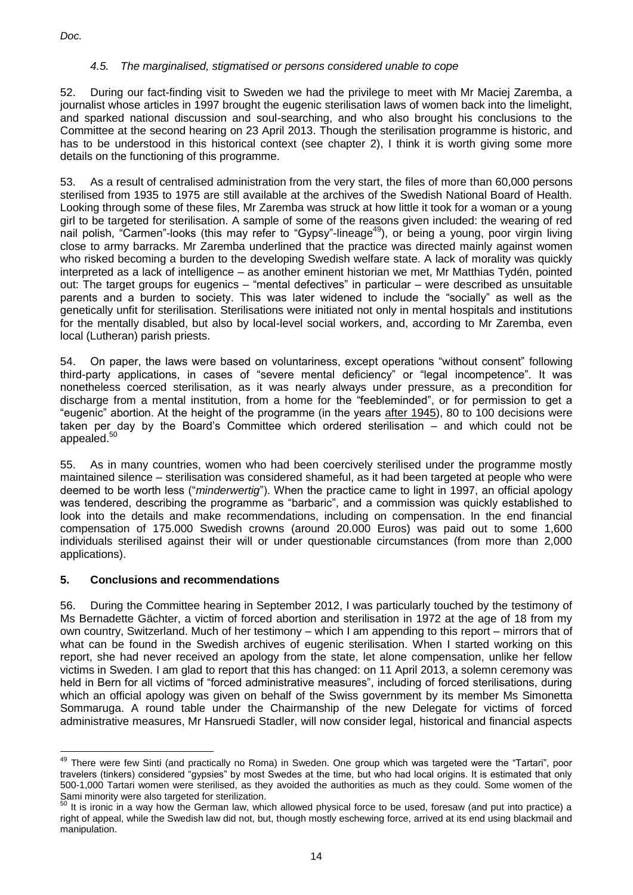### *4.5. The marginalised, stigmatised or persons considered unable to cope*

52. During our fact-finding visit to Sweden we had the privilege to meet with Mr Maciej Zaremba, a journalist whose articles in 1997 brought the eugenic sterilisation laws of women back into the limelight, and sparked national discussion and soul-searching, and who also brought his conclusions to the Committee at the second hearing on 23 April 2013. Though the sterilisation programme is historic, and has to be understood in this historical context (see chapter 2), I think it is worth giving some more details on the functioning of this programme.

53. As a result of centralised administration from the very start, the files of more than 60,000 persons sterilised from 1935 to 1975 are still available at the archives of the Swedish National Board of Health. Looking through some of these files, Mr Zaremba was struck at how little it took for a woman or a young girl to be targeted for sterilisation. A sample of some of the reasons given included: the wearing of red nail polish, "Carmen"-looks (this may refer to "Gypsy"-lineage[49]), or being a young, poor virgin living close to army barracks. Mr Zaremba underlined that the practice was directed mainly against women who risked becoming a burden to the developing Swedish welfare state. A lack of morality was quickly interpreted as a lack of intelligence – as another eminent historian we met, Mr Matthias Tydén, pointed out: The target groups for eugenics – "mental defectives" in particular – were described as unsuitable parents and a burden to society. This was later widened to include the "socially" as well as the genetically unfit for sterilisation. Sterilisations were initiated not only in mental hospitals and institutions for the mentally disabled, but also by local-level social workers, and, according to Mr Zaremba, even local (Lutheran) parish priests.

54. On paper, the laws were based on voluntariness, except operations "without consent" following third-party applications, in cases of "severe mental deficiency" or "legal incompetence". It was nonetheless coerced sterilisation, as it was nearly always under pressure, as a precondition for discharge from a mental institution, from a home for the "feebleminded", or for permission to get a "eugenic" abortion. At the height of the programme (in the years after 1945), 80 to 100 decisions were taken per day by the Board's Committee which ordered sterilisation – and which could not be appealed.[50]

55. As in many countries, women who had been coercively sterilised under the programme mostly maintained silence – sterilisation was considered shameful, as it had been targeted at people who were deemed to be worth less ("*minderwertig*"). When the practice came to light in 1997, an official apology was tendered, describing the programme as "barbaric", and a commission was quickly established to look into the details and make recommendations, including on compensation. In the end financial compensation of 175.000 Swedish crowns (around 20.000 Euros) was paid out to some 1,600 individuals sterilised against their will or under questionable circumstances (from more than 2,000 applications).

## 5. Conclusions and recommendations

56. During the Committee hearing in September 2012, I was particularly touched by the testimony of Ms Bernadette Gächter, a victim of forced abortion and sterilisation in 1972 at the age of 18 from my own country, Switzerland. Much of her testimony – which I am appending to this report – mirrors that of what can be found in the Swedish archives of eugenic sterilisation. When I started working on this report, she had never received an apology from the state, let alone compensation, unlike her fellow victims in Sweden. I am glad to report that this has changed: on 11 April 2013, a solemn ceremony was held in Bern for all victims of "forced administrative measures", including of forced sterilisations, during which an official apology was given on behalf of the Swiss government by its member Ms Simonetta Sommaruga. A round table under the Chairmanship of the new Delegate for victims of forced administrative measures, Mr Hansruedi Stadler, will now consider legal, historical and financial aspects

---

[49] There were few Sinti (and practically no Roma) in Sweden. One group which was targeted were the "Tartari", poor travelers (tinkers) considered "gypsies" by most Swedes at the time, but who had local origins. It is estimated that only 500-1,000 Tartari women were sterilised, as they avoided the authorities as much as they could. Some women of the Sami minority were also targeted for sterilization.

[50] It is ironic in a way how the German law, which allowed physical force to be used, foresaw (and put into practice) a right of appeal, while the Swedish law did not, but, though mostly eschewing force, arrived at its end using blackmail and manipulation.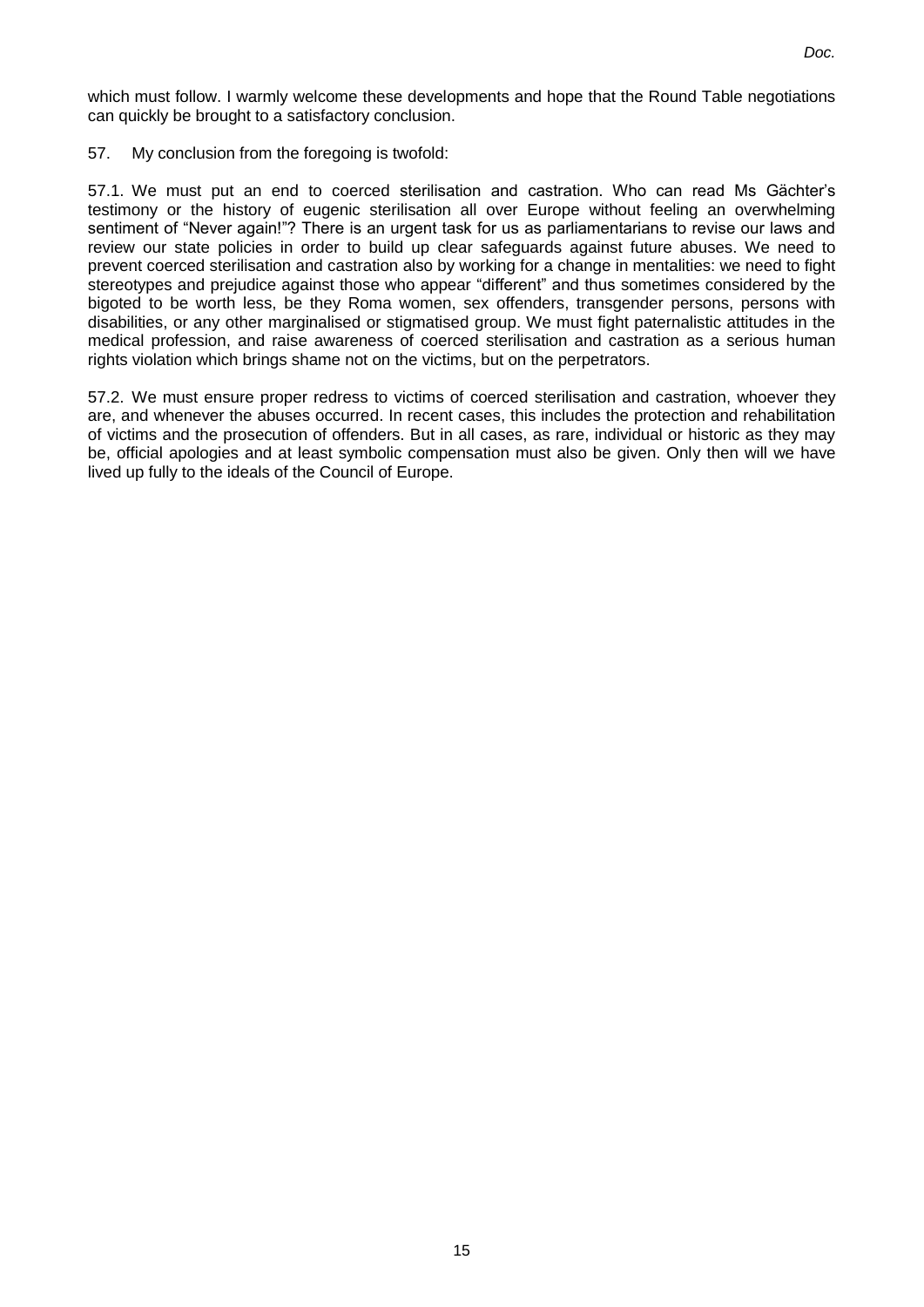which must follow. I warmly welcome these developments and hope that the Round Table negotiations can quickly be brought to a satisfactory conclusion.

57. My conclusion from the foregoing is twofold:

57.1. We must put an end to coerced sterilisation and castration. Who can read Ms Gächter's testimony or the history of eugenic sterilisation all over Europe without feeling an overwhelming sentiment of "Never again!"? There is an urgent task for us as parliamentarians to revise our laws and review our state policies in order to build up clear safeguards against future abuses. We need to prevent coerced sterilisation and castration also by working for a change in mentalities: we need to fight stereotypes and prejudice against those who appear "different" and thus sometimes considered by the bigoted to be worth less, be they Roma women, sex offenders, transgender persons, persons with disabilities, or any other marginalised or stigmatised group. We must fight paternalistic attitudes in the medical profession, and raise awareness of coerced sterilisation and castration as a serious human rights violation which brings shame not on the victims, but on the perpetrators.

57.2. We must ensure proper redress to victims of coerced sterilisation and castration, whoever they are, and whenever the abuses occurred. In recent cases, this includes the protection and rehabilitation of victims and the prosecution of offenders. But in all cases, as rare, individual or historic as they may be, official apologies and at least symbolic compensation must also be given. Only then will we have lived up fully to the ideals of the Council of Europe.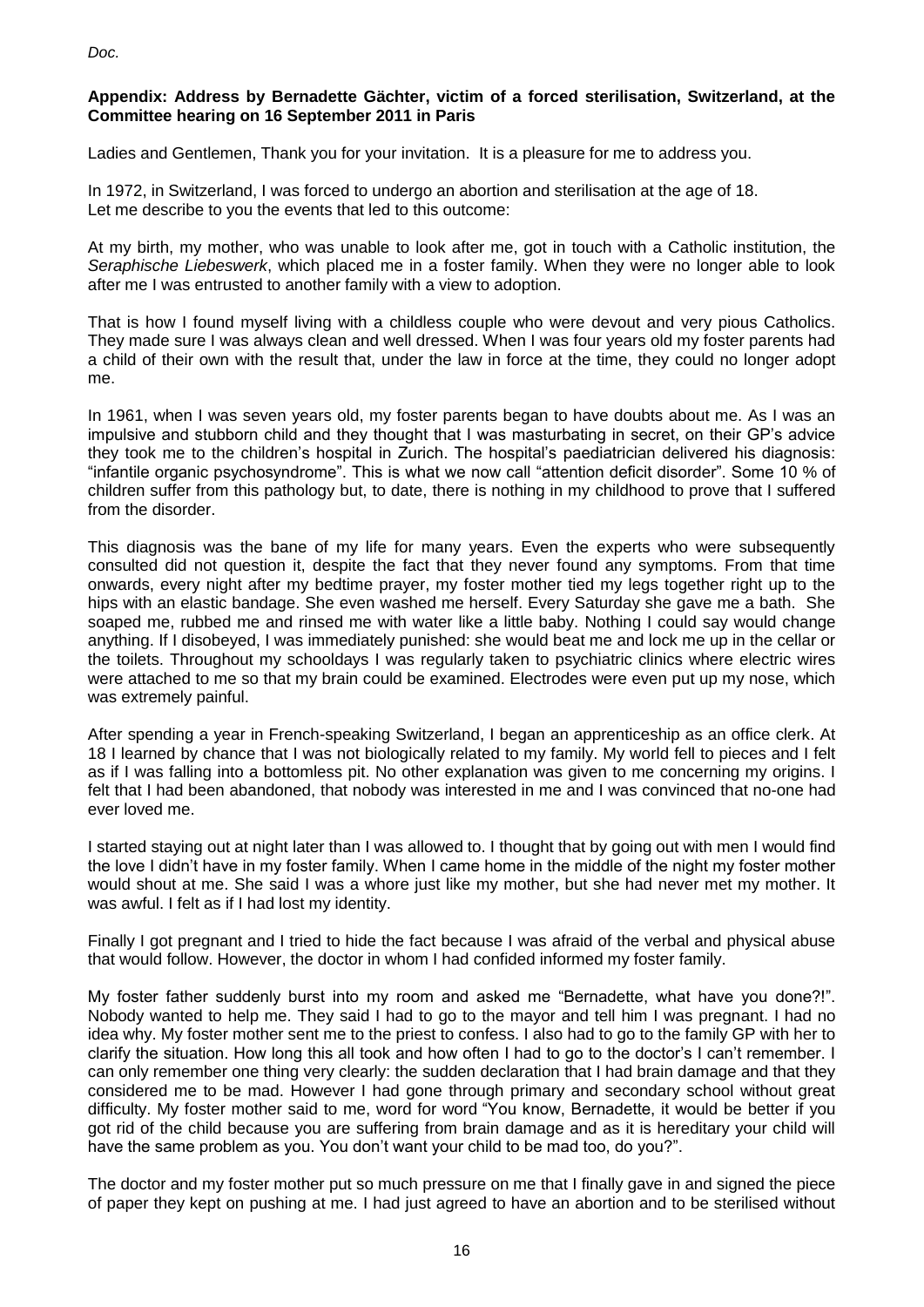**Appendix: Address by Bernadette Gächter, victim of a forced sterilisation, Switzerland, at the Committee hearing on 16 September 2011 in Paris**

Ladies and Gentlemen, Thank you for your invitation. It is a pleasure for me to address you.

In 1972, in Switzerland, I was forced to undergo an abortion and sterilisation at the age of 18. Let me describe to you the events that led to this outcome:

At my birth, my mother, who was unable to look after me, got in touch with a Catholic institution, the *Seraphische Liebeswerk*, which placed me in a foster family. When they were no longer able to look after me I was entrusted to another family with a view to adoption.

That is how I found myself living with a childless couple who were devout and very pious Catholics. They made sure I was always clean and well dressed. When I was four years old my foster parents had a child of their own with the result that, under the law in force at the time, they could no longer adopt me.

In 1961, when I was seven years old, my foster parents began to have doubts about me. As I was an impulsive and stubborn child and they thought that I was masturbating in secret, on their GP's advice they took me to the children's hospital in Zurich. The hospital's paediatrician delivered his diagnosis: "infantile organic psychosyndrome". This is what we now call "attention deficit disorder". Some 10 % of children suffer from this pathology but, to date, there is nothing in my childhood to prove that I suffered from the disorder.

This diagnosis was the bane of my life for many years. Even the experts who were subsequently consulted did not question it, despite the fact that they never found any symptoms. From that time onwards, every night after my bedtime prayer, my foster mother tied my legs together right up to the hips with an elastic bandage. She even washed me herself. Every Saturday she gave me a bath. She soaped me, rubbed me and rinsed me with water like a little baby. Nothing I could say would change anything. If I disobeyed, I was immediately punished: she would beat me and lock me up in the cellar or the toilets. Throughout my schooldays I was regularly taken to psychiatric clinics where electric wires were attached to me so that my brain could be examined. Electrodes were even put up my nose, which was extremely painful.

After spending a year in French-speaking Switzerland, I began an apprenticeship as an office clerk. At 18 I learned by chance that I was not biologically related to my family. My world fell to pieces and I felt as if I was falling into a bottomless pit. No other explanation was given to me concerning my origins. I felt that I had been abandoned, that nobody was interested in me and I was convinced that no-one had ever loved me.

I started staying out at night later than I was allowed to. I thought that by going out with men I would find the love I didn't have in my foster family. When I came home in the middle of the night my foster mother would shout at me. She said I was a whore just like my mother, but she had never met my mother. It was awful. I felt as if I had lost my identity.

Finally I got pregnant and I tried to hide the fact because I was afraid of the verbal and physical abuse that would follow. However, the doctor in whom I had confided informed my foster family.

My foster father suddenly burst into my room and asked me "Bernadette, what have you done?!". Nobody wanted to help me. They said I had to go to the mayor and tell him I was pregnant. I had no idea why. My foster mother sent me to the priest to confess. I also had to go to the family GP with her to clarify the situation. How long this all took and how often I had to go to the doctor's I can't remember. I can only remember one thing very clearly: the sudden declaration that I had brain damage and that they considered me to be mad. However I had gone through primary and secondary school without great difficulty. My foster mother said to me, word for word "You know, Bernadette, it would be better if you got rid of the child because you are suffering from brain damage and as it is hereditary your child will have the same problem as you. You don't want your child to be mad too, do you?".

The doctor and my foster mother put so much pressure on me that I finally gave in and signed the piece of paper they kept on pushing at me. I had just agreed to have an abortion and to be sterilised without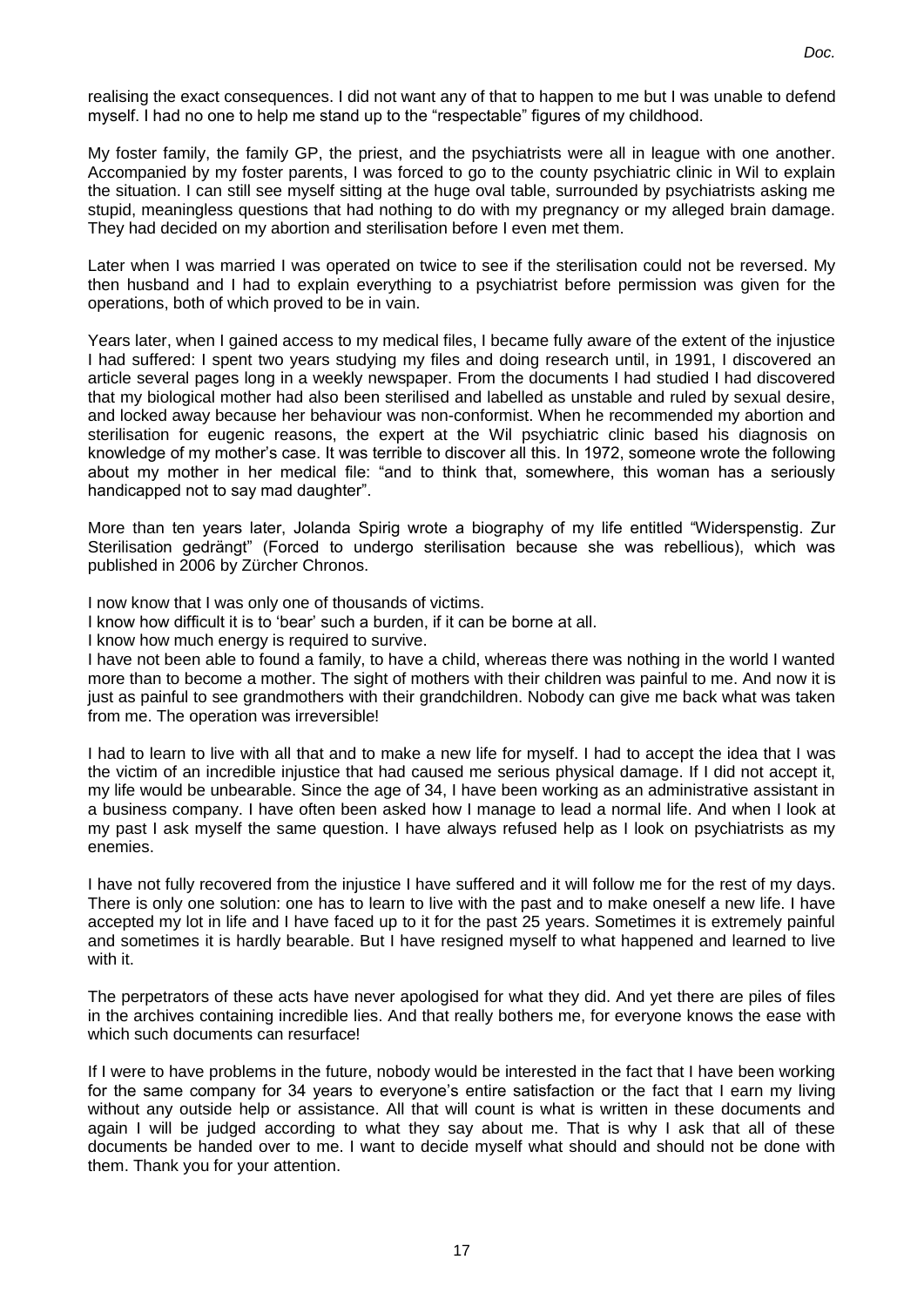realising the exact consequences. I did not want any of that to happen to me but I was unable to defend myself. I had no one to help me stand up to the "respectable" figures of my childhood.

My foster family, the family GP, the priest, and the psychiatrists were all in league with one another. Accompanied by my foster parents, I was forced to go to the county psychiatric clinic in Wil to explain the situation. I can still see myself sitting at the huge oval table, surrounded by psychiatrists asking me stupid, meaningless questions that had nothing to do with my pregnancy or my alleged brain damage. They had decided on my abortion and sterilisation before I even met them.

Later when I was married I was operated on twice to see if the sterilisation could not be reversed. My then husband and I had to explain everything to a psychiatrist before permission was given for the operations, both of which proved to be in vain.

Years later, when I gained access to my medical files, I became fully aware of the extent of the injustice I had suffered: I spent two years studying my files and doing research until, in 1991, I discovered an article several pages long in a weekly newspaper. From the documents I had studied I had discovered that my biological mother had also been sterilised and labelled as unstable and ruled by sexual desire, and locked away because her behaviour was non-conformist. When he recommended my abortion and sterilisation for eugenic reasons, the expert at the Wil psychiatric clinic based his diagnosis on knowledge of my mother's case. It was terrible to discover all this. In 1972, someone wrote the following about my mother in her medical file: "and to think that, somewhere, this woman has a seriously handicapped not to say mad daughter".

More than ten years later, Jolanda Spirig wrote a biography of my life entitled "Widerspenstig. Zur Sterilisation gedrängt" (Forced to undergo sterilisation because she was rebellious), which was published in 2006 by Zürcher Chronos.

I now know that I was only one of thousands of victims.
I know how difficult it is to 'bear' such a burden, if it can be borne at all.
I know how much energy is required to survive.
I have not been able to found a family, to have a child, whereas there was nothing in the world I wanted more than to become a mother. The sight of mothers with their children was painful to me. And now it is just as painful to see grandmothers with their grandchildren. Nobody can give me back what was taken from me. The operation was irreversible!

I had to learn to live with all that and to make a new life for myself. I had to accept the idea that I was the victim of an incredible injustice that had caused me serious physical damage. If I did not accept it, my life would be unbearable. Since the age of 34, I have been working as an administrative assistant in a business company. I have often been asked how I manage to lead a normal life. And when I look at my past I ask myself the same question. I have always refused help as I look on psychiatrists as my enemies.

I have not fully recovered from the injustice I have suffered and it will follow me for the rest of my days. There is only one solution: one has to learn to live with the past and to make oneself a new life. I have accepted my lot in life and I have faced up to it for the past 25 years. Sometimes it is extremely painful and sometimes it is hardly bearable. But I have resigned myself to what happened and learned to live with it.

The perpetrators of these acts have never apologised for what they did. And yet there are piles of files in the archives containing incredible lies. And that really bothers me, for everyone knows the ease with which such documents can resurface!

If I were to have problems in the future, nobody would be interested in the fact that I have been working for the same company for 34 years to everyone's entire satisfaction or the fact that I earn my living without any outside help or assistance. All that will count is what is written in these documents and again I will be judged according to what they say about me. That is why I ask that all of these documents be handed over to me. I want to decide myself what should and should not be done with them. Thank you for your attention.